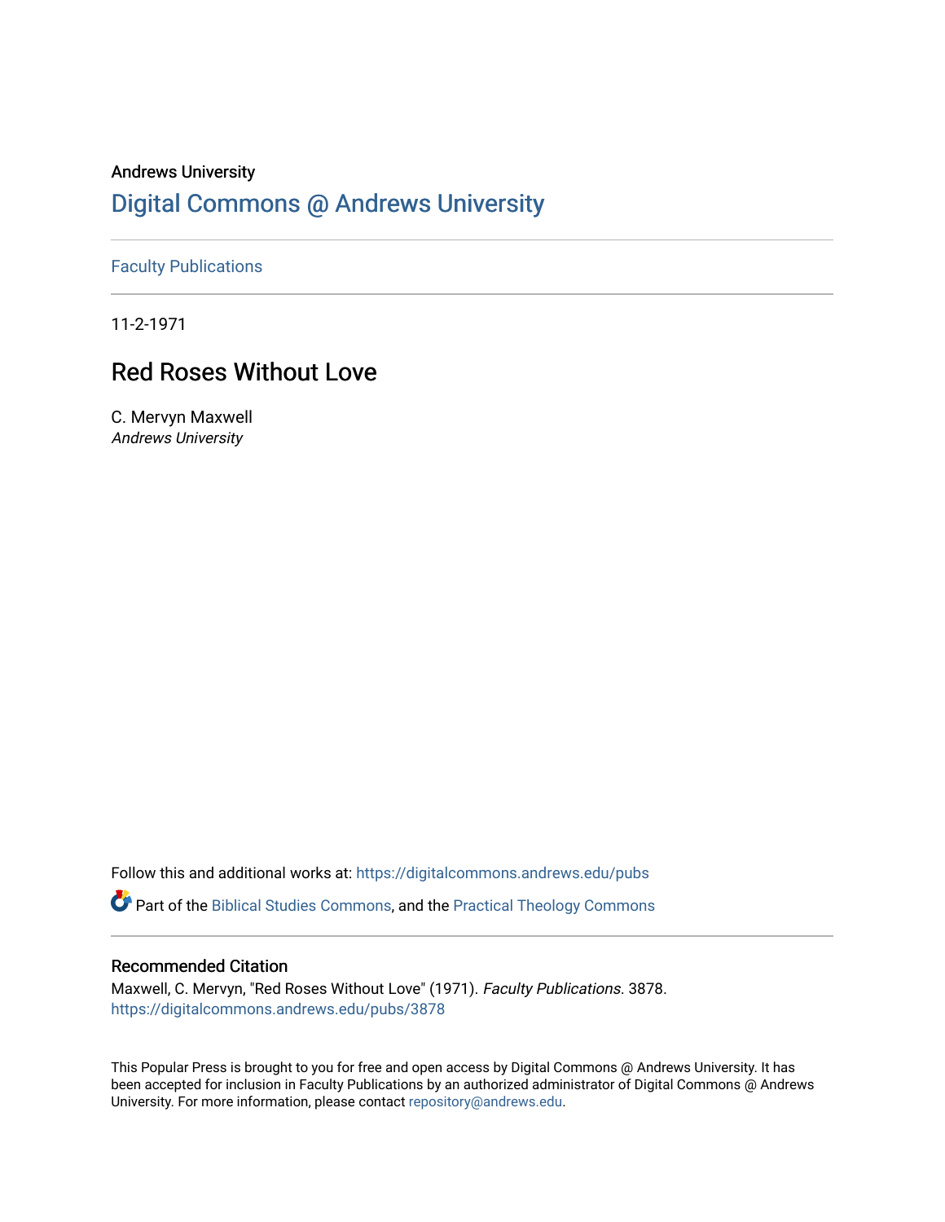Andrews University

# Digital Commons @ Andrews University

Faculty Publications

11-2-1971

## Red Roses Without Love

C. Mervyn Maxwell
*Andrews University*

Follow this and additional works at: https://digitalcommons.andrews.edu/pubs

Part of the Biblical Studies Commons, and the Practical Theology Commons

### Recommended Citation

Maxwell, C. Mervyn, "Red Roses Without Love" (1971). *Faculty Publications*. 3878.
https://digitalcommons.andrews.edu/pubs/3878

This Popular Press is brought to you for free and open access by Digital Commons @ Andrews University. It has been accepted for inclusion in Faculty Publications by an authorized administrator of Digital Commons @ Andrews University. For more information, please contact repository@andrews.edu.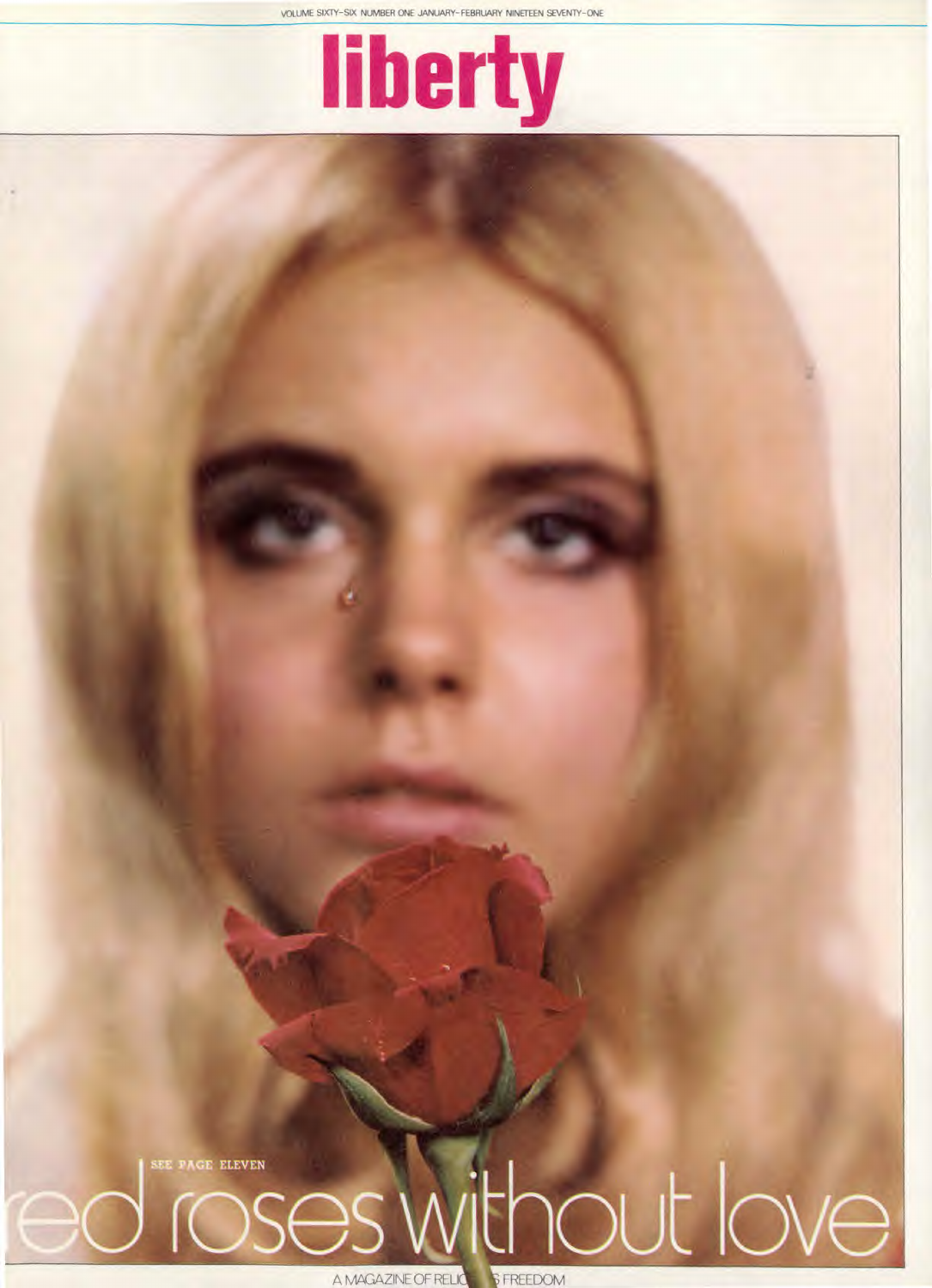VOLUME SIXTY-SIX NUMBER ONE JANUARY-FEBRUARY NINETEEN SEVENTY-ONE

# liberty

SEE PAGE ELEVEN

## red roses without love

A MAGAZINE OF RELIGIOUS FREEDOM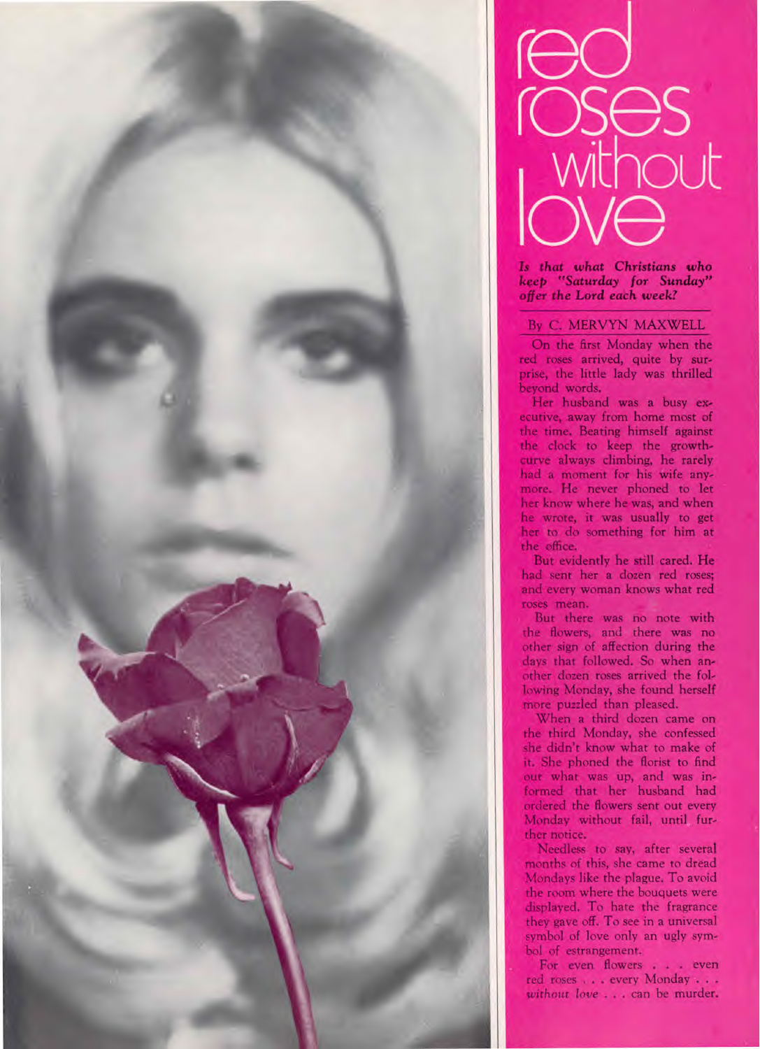# red roses without love

***Is that what Christians who keep "Saturday for Sunday" offer the Lord each week?***

By C. MERVYN MAXWELL

On the first Monday when the red roses arrived, quite by surprise, the little lady was thrilled beyond words.

Her husband was a busy executive, away from home most of the time. Beating himself against the clock to keep the growth-curve always climbing, he rarely had a moment for his wife anymore. He never phoned to let her know where he was, and when he wrote, it was usually to get her to do something for him at the office.

But evidently he still cared. He had sent her a dozen red roses; and every woman knows what red roses mean.

But there was no note with the flowers, and there was no other sign of affection during the days that followed. So when another dozen roses arrived the following Monday, she found herself more puzzled than pleased.

When a third dozen came on the third Monday, she confessed she didn't know what to make of it. She phoned the florist to find out what was up, and was informed that her husband had ordered the flowers sent out every Monday without fail, until further notice.

Needless to say, after several months of this, she came to dread Mondays like the plague. To avoid the room where the bouquets were displayed. To hate the fragrance they gave off. To see in a universal symbol of love only an ugly symbol of estrangement.

For even flowers . . . even red roses . . . every Monday . . . *without love* . . . can be murder.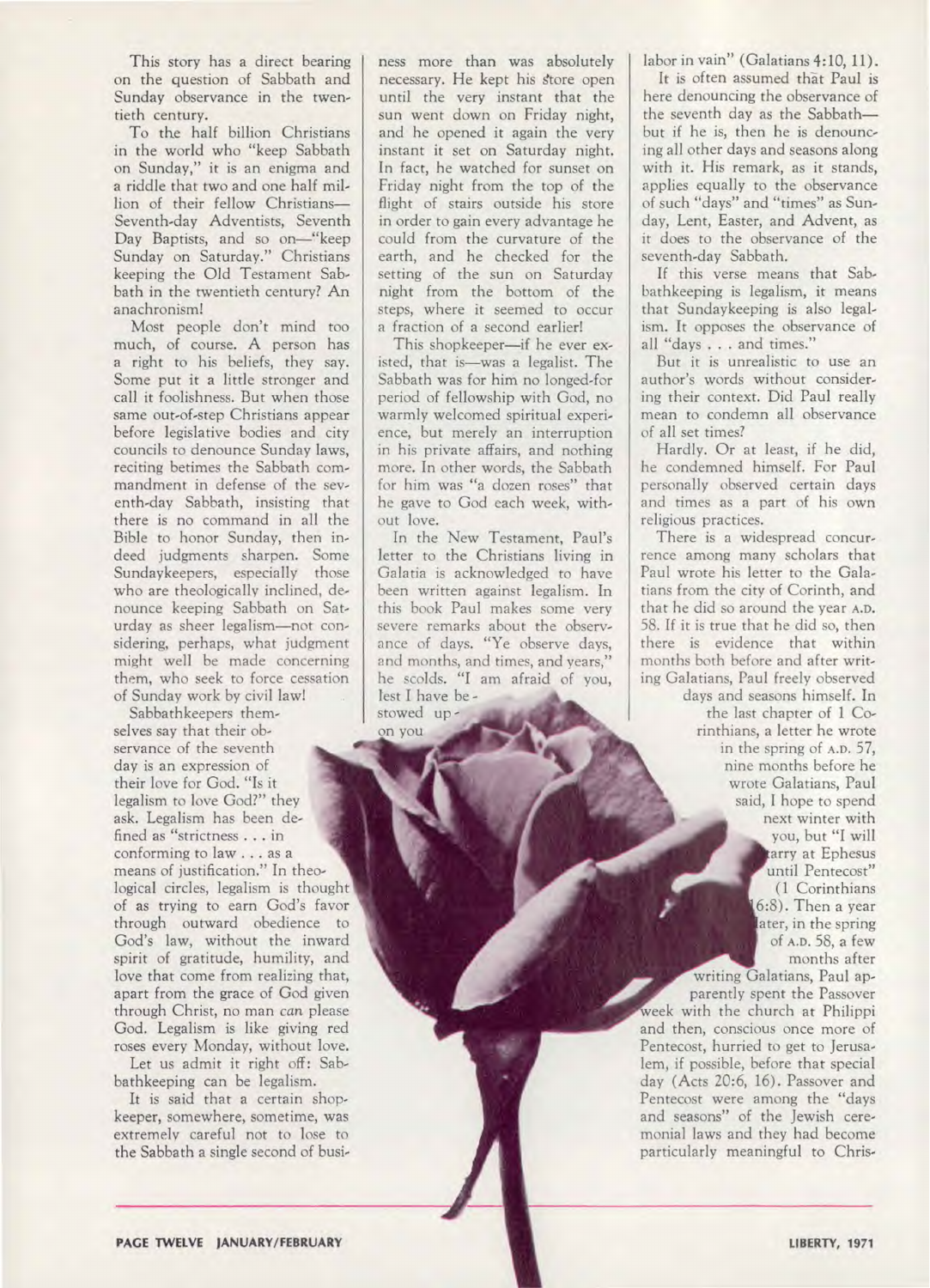This story has a direct bearing on the question of Sabbath and Sunday observance in the twentieth century.

To the half billion Christians in the world who "keep Sabbath on Sunday," it is an enigma and a riddle that two and one half million of their fellow Christians—Seventh-day Adventists, Seventh Day Baptists, and so on—"keep Sunday on Saturday." Christians keeping the Old Testament Sabbath in the twentieth century? An anachronism!

Most people don't mind too much, of course. A person has a right to his beliefs, they say. Some put it a little stronger and call it foolishness. But when those same out-of-step Christians appear before legislative bodies and city councils to denounce Sunday laws, reciting betimes the Sabbath commandment in defense of the seventh-day Sabbath, insisting that there is no command in all the Bible to honor Sunday, then indeed judgments sharpen. Some Sundaykeepers, especially those who are theologically inclined, denounce keeping Sabbath on Saturday as sheer legalism—not considering, perhaps, what judgment might well be made concerning them, who seek to force cessation of Sunday work by civil law!

Sabbathkeepers themselves say that their observance of the seventh day is an expression of their love for God. "Is it legalism to love God?" they ask. Legalism has been defined as "strictness . . . in conforming to law . . . as a means of justification." In theological circles, legalism is thought of as trying to earn God's favor through outward obedience to God's law, without the inward spirit of gratitude, humility, and love that come from realizing that, apart from the grace of God given through Christ, no man *can* please God. Legalism is like giving red roses every Monday, without love.

Let us admit it right off: Sabbathkeeping can be legalism.

It is said that a certain shopkeeper, somewhere, sometime, was extremely careful not to lose to the Sabbath a single second of business more than was absolutely necessary. He kept his store open until the very instant that the sun went down on Friday night, and he opened it again the very instant it set on Saturday night. In fact, he watched for sunset on Friday night from the top of the flight of stairs outside his store in order to gain every advantage he could from the curvature of the earth, and he checked for the setting of the sun on Saturday night from the bottom of the steps, where it seemed to occur a fraction of a second earlier!

This shopkeeper—if he ever existed, that is—was a legalist. The Sabbath was for him no longed-for period of fellowship with God, no warmly welcomed spiritual experience, but merely an interruption in his private affairs, and nothing more. In other words, the Sabbath for him was "a dozen roses" that he gave to God each week, without love.

In the New Testament, Paul's letter to the Christians living in Galatia is acknowledged to have been written against legalism. In this book Paul makes some very severe remarks about the observance of days. "Ye observe days, and months, and times, and years," he scolds. "I am afraid of you, lest I have bestowed upon you labor in vain" (Galatians 4:10, 11).

It is often assumed that Paul is here denouncing the observance of the seventh day as the Sabbath—but if he is, then he is denouncing all other days and seasons along with it. His remark, as it stands, applies equally to the observance of such "days" and "times" as Sunday, Lent, Easter, and Advent, as it does to the observance of the seventh-day Sabbath.

If this verse means that Sabbathkeeping is legalism, it means that Sundaykeeping is also legalism. It opposes the observance of all "days . . . and times."

But it is unrealistic to use an author's words without considering their context. Did Paul really mean to condemn all observance of all set times?

Hardly. Or at least, if he did, he condemned himself. For Paul personally observed certain days and times as a part of his own religious practices.

There is a widespread concurrence among many scholars that Paul wrote his letter to the Galatians from the city of Corinth, and that he did so around the year A.D. 58. If it is true that he did so, then there is evidence that within months both before and after writing Galatians, Paul freely observed days and seasons himself. In the last chapter of 1 Corinthians, a letter he wrote in the spring of A.D. 57, nine months before he wrote Galatians, Paul said, I hope to spend next winter with you, but "I will tarry at Ephesus until Pentecost" (1 Corinthians 16:8). Then a year later, in the spring of A.D. 58, a few months after writing Galatians, Paul apparently spent the Passover week with the church at Philippi and then, conscious once more of Pentecost, hurried to get to Jerusalem, if possible, before that special day (Acts 20:6, 16). Passover and Pentecost were among the "days and seasons" of the Jewish ceremonial laws and they had become particularly meaningful to Chris-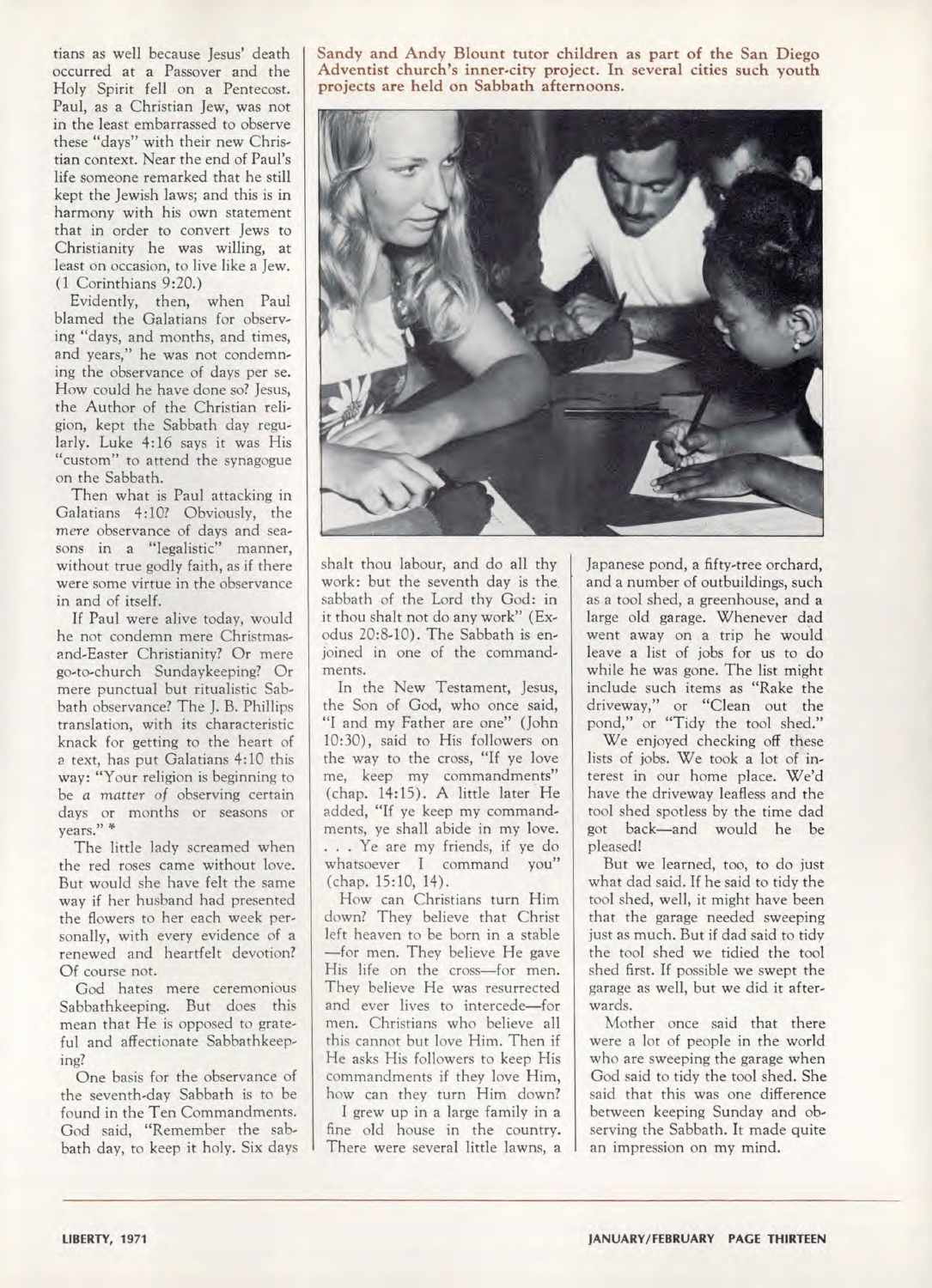tians as well because Jesus' death occurred at a Passover and the Holy Spirit fell on a Pentecost. Paul, as a Christian Jew, was not in the least embarrassed to observe these "days" with their new Christian context. Near the end of Paul's life someone remarked that he still kept the Jewish laws; and this is in harmony with his own statement that in order to convert Jews to Christianity he was willing, at least on occasion, to live like a Jew. (1 Corinthians 9:20.)

Evidently, then, when Paul blamed the Galatians for observing "days, and months, and times, and years," he was not condemning the observance of days per se. How could he have done so? Jesus, the Author of the Christian religion, kept the Sabbath day regularly. Luke 4:16 says it was His "custom" to attend the synagogue on the Sabbath.

Then what is Paul attacking in Galatians 4:10? Obviously, the *mere* observance of days and seasons in a "legalistic" manner, without true godly faith, as if there were some virtue in the observance in and of itself.

If Paul were alive today, would he not condemn mere Christmas-and-Easter Christianity? Or mere go-to-church Sundaykeeping? Or mere punctual but ritualistic Sabbath observance? The J. B. Phillips translation, with its characteristic knack for getting to the heart of a text, has put Galatians 4:10 this way: "Your religion is beginning to be *a matter of* observing certain days or months or seasons or years." *

The little lady screamed when the red roses came without love. But would she have felt the same way if her husband had presented the flowers to her each week personally, with every evidence of a renewed and heartfelt devotion? Of course not.

God hates mere ceremonious Sabbathkeeping. But does this mean that He is opposed to grateful and affectionate Sabbathkeeping?

One basis for the observance of the seventh-day Sabbath is to be found in the Ten Commandments. God said, "Remember the sabbath day, to keep it holy. Six days shalt thou labour, and do all thy work: but the seventh day is the sabbath of the Lord thy God: in it thou shalt not do any work" (Exodus 20:8-10). The Sabbath is enjoined in one of the commandments.

**Sandy and Andy Blount tutor children as part of the San Diego Adventist church's inner-city project. In several cities such youth projects are held on Sabbath afternoons.**

In the New Testament, Jesus, the Son of God, who once said, "I and my Father are one" (John 10:30), said to His followers on the way to the cross, "If ye love me, keep my commandments" (chap. 14:15). A little later He added, "If ye keep my commandments, ye shall abide in my love. . . . Ye are my friends, if ye do whatsoever I command you" (chap. 15:10, 14).

How can Christians turn Him down? They believe that Christ left heaven to be born in a stable —for men. They believe He gave His life on the cross—for men. They believe He was resurrected and ever lives to intercede—for men. Christians who believe all this cannot but love Him. Then if He asks His followers to keep His commandments if they love Him, how can they turn Him down?

I grew up in a large family in a fine old house in the country. There were several little lawns, a Japanese pond, a fifty-tree orchard, and a number of outbuildings, such as a tool shed, a greenhouse, and a large old garage. Whenever dad went away on a trip he would leave a list of jobs for us to do while he was gone. The list might include such items as "Rake the driveway," or "Clean out the pond," or "Tidy the tool shed."

We enjoyed checking off these lists of jobs. We took a lot of interest in our home place. We'd have the driveway leafless and the tool shed spotless by the time dad got back—and would he be pleased!

But we learned, too, to do just what dad said. If he said to tidy the tool shed, well, it might have been that the garage needed sweeping just as much. But if dad said to tidy the tool shed we tidied the tool shed first. If possible we swept the garage as well, but we did it afterwards.

Mother once said that there were a lot of people in the world who are sweeping the garage when God said to tidy the tool shed. She said that this was one difference between keeping Sunday and observing the Sabbath. It made quite an impression on my mind.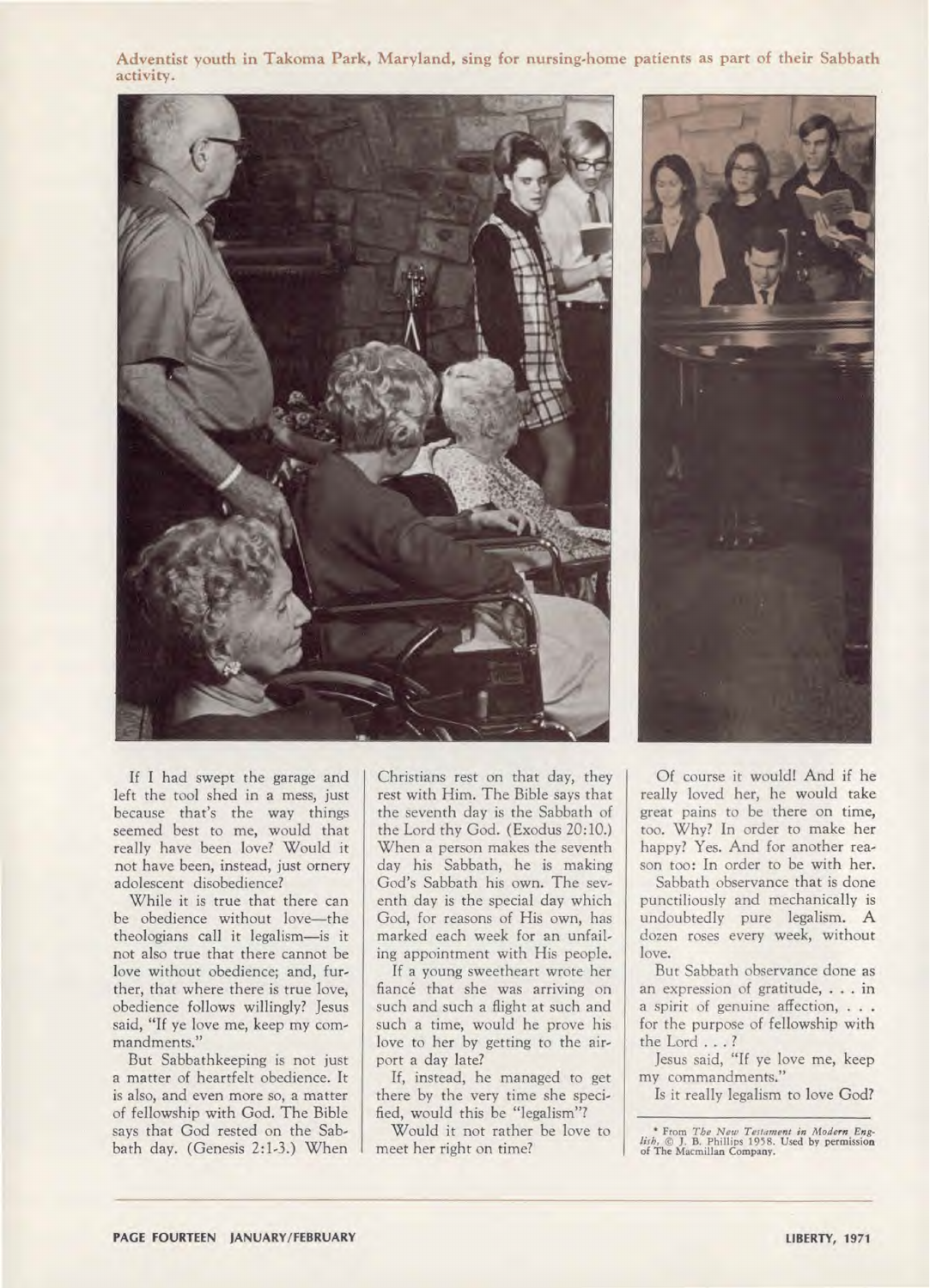Adventist youth in Takoma Park, Maryland, sing for nursing-home patients as part of their Sabbath activity.

If I had swept the garage and left the tool shed in a mess, just because that's the way things seemed best to me, would that really have been love? Would it not have been, instead, just ornery adolescent disobedience?

While it is true that there can be obedience without love—the theologians call it legalism—is it not also true that there cannot be love without obedience; and, further, that where there is true love, obedience follows willingly? Jesus said, "If ye love me, keep my commandments."

But Sabbathkeeping is not just a matter of heartfelt obedience. It is also, and even more so, a matter of fellowship with God. The Bible says that God rested on the Sabbath day. (Genesis 2:1-3.) When Christians rest on that day, they rest with Him. The Bible says that the seventh day is the Sabbath of the Lord thy God. (Exodus 20:10.) When a person makes the seventh day his Sabbath, he is making God's Sabbath his own. The seventh day is the special day which God, for reasons of His own, has marked each week for an unfailing appointment with His people.

If a young sweetheart wrote her fiancé that she was arriving on such and such a flight at such and such a time, would he prove his love to her by getting to the airport a day late?

If, instead, he managed to get there by the very time she specified, would this be "legalism"?

Would it not rather be love to meet her right on time?

Of course it would! And if he really loved her, he would take great pains to be there on time, too. Why? In order to make her happy? Yes. And for another reason too: In order to be with her.

Sabbath observance that is done punctiliously and mechanically is undoubtedly pure legalism. A dozen roses every week, without love.

But Sabbath observance done as an expression of gratitude, . . . in a spirit of genuine affection, . . . for the purpose of fellowship with the Lord . . . ?

Jesus said, "If ye love me, keep my commandments."

Is it really legalism to love God?

---

\* From *The New Testament in Modern English*, © J. B. Phillips 1958. Used by permission of The Macmillan Company.